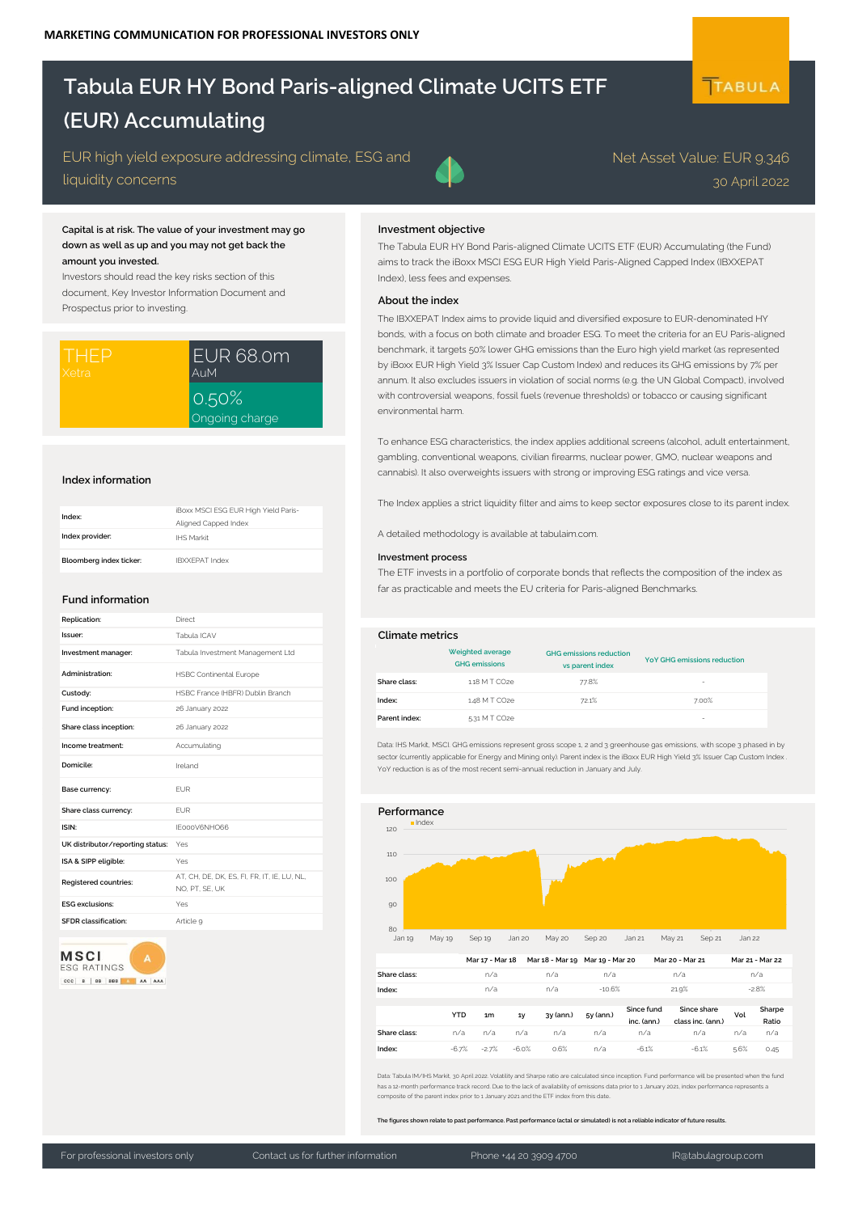**MARKETING COMMUNICATION FOR PROFESSIONAL INVESTORS ONLY**

# Tabula EUR HY Bond Paris-aligned Climate UCITS ETF (EUR) Accumulating

TABULA

EUR high yield exposure addressing climate, ESG and liquidity concerns

Net Asset Value: EUR 9.346
30 April 2022

**Capital is at risk. The value of your investment may go down as well as up and you may not get back the amount you invested.**
Investors should read the key risks section of this document, Key Investor Information Document and Prospectus prior to investing.

| THEP Xetra | EUR 68.0m AuM |
|---|---|
| | 0.50% Ongoing charge |

## Index information

| | |
|---|---|
| Index: | iBoxx MSCI ESG EUR High Yield Paris-Aligned Capped Index |
| Index provider: | IHS Markit |
| Bloomberg index ticker: | IBXXEPAT Index |

## Fund information

| | |
|---|---|
| Replication: | Direct |
| Issuer: | Tabula ICAV |
| Investment manager: | Tabula Investment Management Ltd |
| Administration: | HSBC Continental Europe |
| Custody: | HSBC France (HBFR) Dublin Branch |
| Fund inception: | 26 January 2022 |
| Share class inception: | 26 January 2022 |
| Income treatment: | Accumulating |
| Domicile: | Ireland |
| Base currency: | EUR |
| Share class currency: | EUR |
| ISIN: | IE000V6NHO66 |
| UK distributor/reporting status: | Yes |
| ISA & SIPP eligible: | Yes |
| Registered countries: | AT, CH, DE, DK, ES, FI, FR, IT, IE, LU, NL, NO, PT, SE, UK |
| ESG exclusions: | Yes |
| SFDR classification: | Article 9 |

MSCI ESG RATINGS: A (CCC | B | BB | BBB | A | AA | AAA)

## Investment objective

The Tabula EUR HY Bond Paris-aligned Climate UCITS ETF (EUR) Accumulating (the Fund) aims to track the iBoxx MSCI ESG EUR High Yield Paris-Aligned Capped Index (IBXXEPAT Index), less fees and expenses.

## About the index

The IBXXEPAT Index aims to provide liquid and diversified exposure to EUR-denominated HY bonds, with a focus on both climate and broader ESG. To meet the criteria for an EU Paris-aligned benchmark, it targets 50% lower GHG emissions than the Euro high yield market (as represented by iBoxx EUR High Yield 3% Issuer Cap Custom Index) and reduces its GHG emissions by 7% per annum. It also excludes issuers in violation of social norms (e.g. the UN Global Compact), involved with controversial weapons, fossil fuels (revenue thresholds) or tobacco or causing significant environmental harm.

To enhance ESG characteristics, the index applies additional screens (alcohol, adult entertainment, gambling, conventional weapons, civilian firearms, nuclear power, GMO, nuclear weapons and cannabis). It also overweights issuers with strong or improving ESG ratings and vice versa.

The Index applies a strict liquidity filter and aims to keep sector exposures close to its parent index.

A detailed methodology is available at tabulaim.com.

## Investment process

The ETF invests in a portfolio of corporate bonds that reflects the composition of the index as far as practicable and meets the EU criteria for Paris-aligned Benchmarks.

## Climate metrics

| | Weighted average GHG emissions | GHG emissions reduction vs parent index | YoY GHG emissions reduction |
|---|---|---|---|
| Share class: | 1.18 M T CO2e | 77.8% | - |
| Index: | 1.48 M T CO2e | 72.1% | 7.00% |
| Parent index: | 5.31 M T CO2e | | - |

Data: IHS Markit, MSCI. GHG emissions represent gross scope 1, 2 and 3 greenhouse gas emissions, with scope 3 phased in by sector (currently applicable for Energy and Mining only). Parent index is the iBoxx EUR High Yield 3% Issuer Cap Custom Index. YoY reduction is as of the most recent semi-annual reduction in January and July.

## Performance

| | Mar 17 - Mar 18 | Mar 18 - Mar 19 | Mar 19 - Mar 20 | Mar 20 - Mar 21 | Mar 21 - Mar 22 |
|---|---|---|---|---|---|
| Share class: | n/a | n/a | n/a | n/a | n/a |
| Index: | n/a | n/a | -10.6% | 21.9% | -2.8% |

| | YTD | 1m | 1y | 3y (ann.) | 5y (ann.) | Since fund inc. (ann.) | Since share class inc. (ann.) | Vol | Sharpe Ratio |
|---|---|---|---|---|---|---|---|---|---|
| Share class: | n/a | n/a | n/a | n/a | n/a | n/a | n/a | n/a | n/a |
| Index: | -6.7% | -2.7% | -6.0% | 0.6% | n/a | -6.1% | -6.1% | 5.6% | 0.45 |

Data: Tabula IM/IHS Markit, 30 April 2022. Volatility and Sharpe ratio are calculated since inception. Fund performance will be presented when the fund has a 12-month performance track record. Due to the lack of availability of emissions data prior to 1 January 2021, index performance represents a composite of the parent index prior to 1 January 2021 and the ETF index from this date.

**The figures shown relate to past performance. Past performance (actal or simulated) is not a reliable indicator of future results.**

For professional investors only | Contact us for further information | Phone +44 20 3909 4700 | IR@tabulagroup.com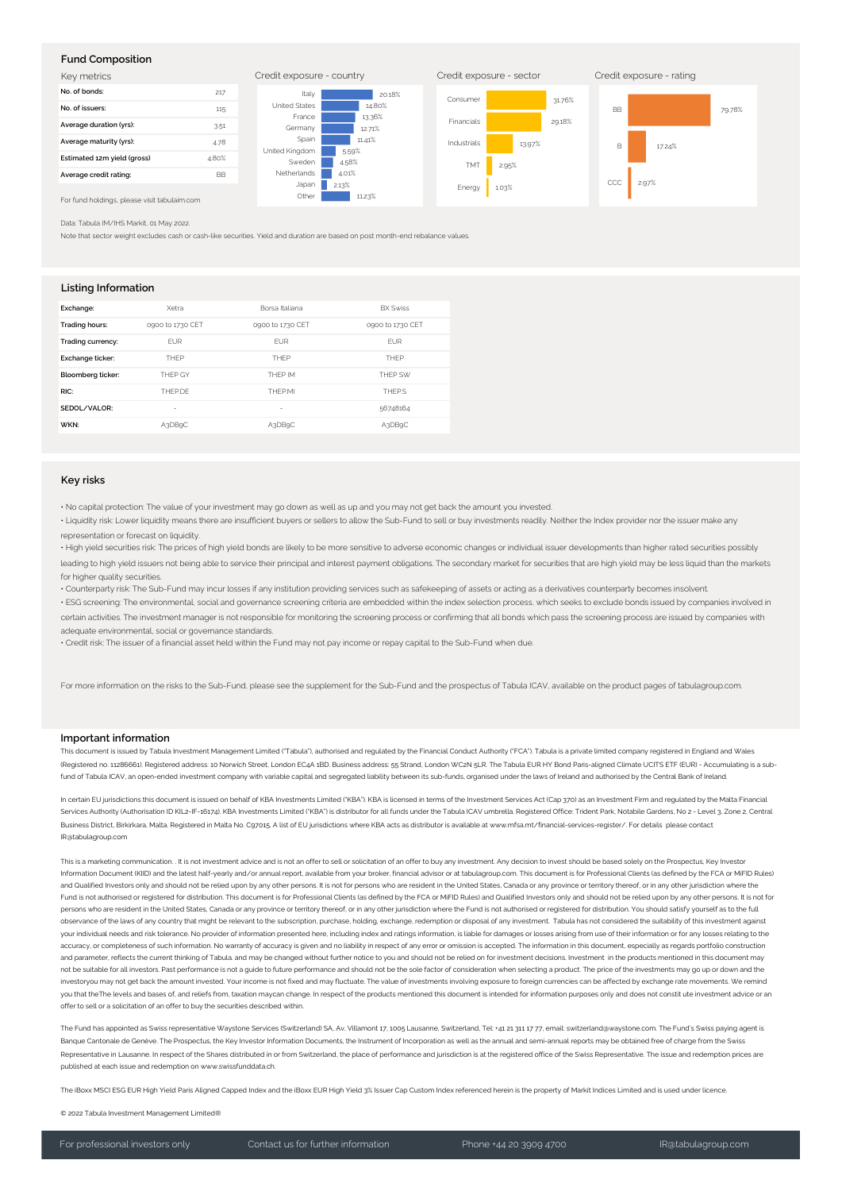## Fund Composition

### Key metrics

| | |
|---|---|
| No. of bonds: | 217 |
| No. of issuers: | 115 |
| Average duration (yrs): | 3.51 |
| Average maturity (yrs): | 4.78 |
| Estimated 12m yield (gross) | 4.80% |
| Average credit rating: | BB |

For fund holdings, please visit tabulaim.com

### Credit exposure - country

Italy 20.18%
United States 14.80%
France 13.36%
Germany 12.71%
Spain 11.41%
United Kingdom 5.59%
Sweden 4.58%
Netherlands 4.01%
Japan 2.13%
Other 11.23%

### Credit exposure - sector

Consumer 31.76%
Financials 29.18%
Industrials 13.97%
TMT 2.95%
Energy 1.03%

### Credit exposure - rating

BB 79.78%
B 17.24%
CCC 2.97%

Data: Tabula IM/IHS Markit, 01 May 2022.

Note that sector weight excludes cash or cash-like securities. Yield and duration are based on post month-end rebalance values.

## Listing Information

| Exchange: | Xetra | Borsa Italiana | BX Swiss |
|---|---|---|---|
| Trading hours: | 0900 to 1730 CET | 0900 to 1730 CET | 0900 to 1730 CET |
| Trading currency: | EUR | EUR | EUR |
| Exchange ticker: | THEP | THEP | THEP |
| Bloomberg ticker: | THEP GY | THEP IM | THEP SW |
| RIC: | THEP.DE | THEP.MI | THEP.S |
| SEDOL/VALOR: | - | - | 56748164 |
| WKN: | A3DB9C | A3DB9C | A3DB9C |

## Key risks

- No capital protection: The value of your investment may go down as well as up and you may not get back the amount you invested.
- Liquidity risk: Lower liquidity means there are insufficient buyers or sellers to allow the Sub-Fund to sell or buy investments readily. Neither the Index provider nor the issuer make any representation or forecast on liquidity.
- High yield securities risk: The prices of high yield bonds are likely to be more sensitive to adverse economic changes or individual issuer developments than higher rated securities possibly leading to high yield issuers not being able to service their principal and interest payment obligations. The secondary market for securities that are high yield may be less liquid than the markets for higher quality securities.
- Counterparty risk: The Sub-Fund may incur losses if any institution providing services such as safekeeping of assets or acting as a derivatives counterparty becomes insolvent.
- ESG screening: The environmental, social and governance screening criteria are embedded within the index selection process, which seeks to exclude bonds issued by companies involved in certain activities. The investment manager is not responsible for monitoring the screening process or confirming that all bonds which pass the screening process are issued by companies with adequate environmental, social or governance standards.
- Credit risk: The issuer of a financial asset held within the Fund may not pay income or repay capital to the Sub-Fund when due.

For more information on the risks to the Sub-Fund, please see the supplement for the Sub-Fund and the prospectus of Tabula ICAV, available on the product pages of tabulagroup.com.

## Important information

This document is issued by Tabula Investment Management Limited ("Tabula"), authorised and regulated by the Financial Conduct Authority ("FCA"). Tabula is a private limited company registered in England and Wales (Registered no. 11286661). Registered address: 10 Norwich Street, London EC4A 1BD. Business address: 55 Strand, London WC2N 5LR. The Tabula EUR HY Bond Paris-aligned Climate UCITS ETF (EUR) - Accumulating is a sub-fund of Tabula ICAV, an open-ended investment company with variable capital and segregated liability between its sub-funds, organised under the laws of Ireland and authorised by the Central Bank of Ireland.

In certain EU jurisdictions this document is issued on behalf of KBA Investments Limited ("KBA"). KBA is licensed in terms of the Investment Services Act (Cap 370) as an Investment Firm and regulated by the Malta Financial Services Authority (Authorisation ID KIL2-IF-16174). KBA Investments Limited ("KBA") is distributor for all funds under the Tabula ICAV umbrella. Registered Office: Trident Park, Notabile Gardens, No 2 - Level 3, Zone 2, Central Business District, Birkirkara, Malta. Registered in Malta No. C97015. A list of EU jurisdictions where KBA acts as distributor is available at www.mfsa.mt/financial-services-register/. For details please contact IR@tabulagroup.com

This is a marketing communication. . It is not investment advice and is not an offer to sell or solicitation of an offer to buy any investment. Any decision to invest should be based solely on the Prospectus, Key Investor Information Document (KIID) and the latest half-yearly and/or annual report, available from your broker, financial advisor or at tabulagroup.com. This document is for Professional Clients (as defined by the FCA or MiFID Rules) and Qualified Investors only and should not be relied upon by any other persons. It is not for persons who are resident in the United States, Canada or any province or territory thereof, or in any other jurisdiction where the Fund is not authorised or registered for distribution. This document is for Professional Clients (as defined by the FCA or MiFID Rules) and Qualified Investors only and should not be relied upon by any other persons. It is not for persons who are resident in the United States, Canada or any province or territory thereof, or in any other jurisdiction where the Fund is not authorised or registered for distribution. You should satisfy yourself as to the full observance of the laws of any country that might be relevant to the subscription, purchase, holding, exchange, redemption or disposal of any investment. Tabula has not considered the suitability of this investment against your individual needs and risk tolerance. No provider of information presented here, including index and ratings information, is liable for damages or losses arising from your use of their information or for any losses relating to the accuracy, or completeness of such information. No warranty of accuracy is given and no liability in respect of any error or omission is accepted. The information in this document, especially as regards portfolio construction and parameter, reflects the current thinking of Tabula, and may be changed without further notice to you and should not be relied on for investment decisions. Investment in the products mentioned in this document may not be suitable for all investors. Past performance is not a guide to future performance and should not be the sole factor of consideration when selecting a product. The price of the investments may go up or down and the investoryou may not get back the amount invested. Your income is not fixed and may fluctuate. The value of investments involving exposure to foreign currencies can be affected by exchange rate movements. We remind you that theThe levels and bases of, and reliefs from, taxation maycan change. In respect of the products mentioned this document is intended for information purposes only and does not constit ute investment advice or an offer to sell or a solicitation of an offer to buy the securities described within.

The Fund has appointed as Swiss representative Waystone Services (Switzerland) SA, Av. Villamont 17, 1005 Lausanne, Switzerland, Tel: +41 21 311 17 77, email: switzerland@waystone.com. The Fund's Swiss paying agent is Banque Cantonale de Genève. The Prospectus, the Key Investor Information Documents, the Instrument of Incorporation as well as the annual and semi-annual reports may be obtained free of charge from the Swiss Representative in Lausanne. In respect of the Shares distributed in or from Switzerland, the place of performance and jurisdiction is at the registered office of the Swiss Representative. The issue and redemption prices are published at each issue and redemption on www.swissfunddata.ch.

The iBoxx MSCI ESG EUR High Yield Paris Aligned Capped Index and the iBoxx EUR High Yield 3% Issuer Cap Custom Index referenced herein is the property of Markit Indices Limited and is used under licence.

© 2022 Tabula Investment Management Limited®

For professional investors only | Contact us for further information | Phone +44 20 3909 4700 | IR@tabulagroup.com